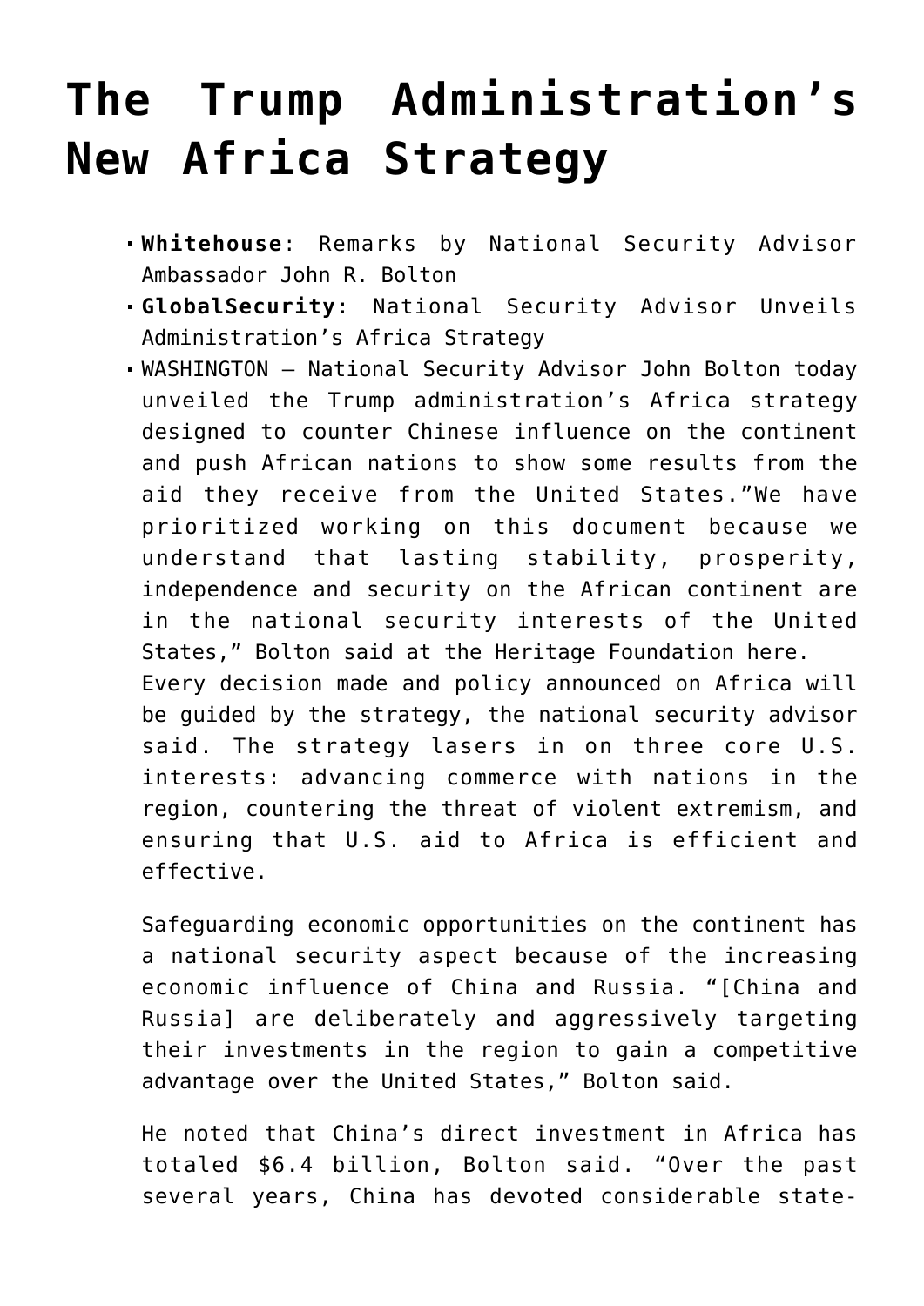# The Trump Administration's New Africa Strategy

- **Whitehouse**: Remarks by National Security Advisor Ambassador John R. Bolton
- **GlobalSecurity**: National Security Advisor Unveils Administration's Africa Strategy
- WASHINGTON — National Security Advisor John Bolton today unveiled the Trump administration's Africa strategy designed to counter Chinese influence on the continent and push African nations to show some results from the aid they receive from the United States."We have prioritized working on this document because we understand that lasting stability, prosperity, independence and security on the African continent are in the national security interests of the United States," Bolton said at the Heritage Foundation here.
  Every decision made and policy announced on Africa will be guided by the strategy, the national security advisor said. The strategy lasers in on three core U.S. interests: advancing commerce with nations in the region, countering the threat of violent extremism, and ensuring that U.S. aid to Africa is efficient and effective.

  Safeguarding economic opportunities on the continent has a national security aspect because of the increasing economic influence of China and Russia. "[China and Russia] are deliberately and aggressively targeting their investments in the region to gain a competitive advantage over the United States," Bolton said.

  He noted that China's direct investment in Africa has totaled $6.4 billion, Bolton said. "Over the past several years, China has devoted considerable state-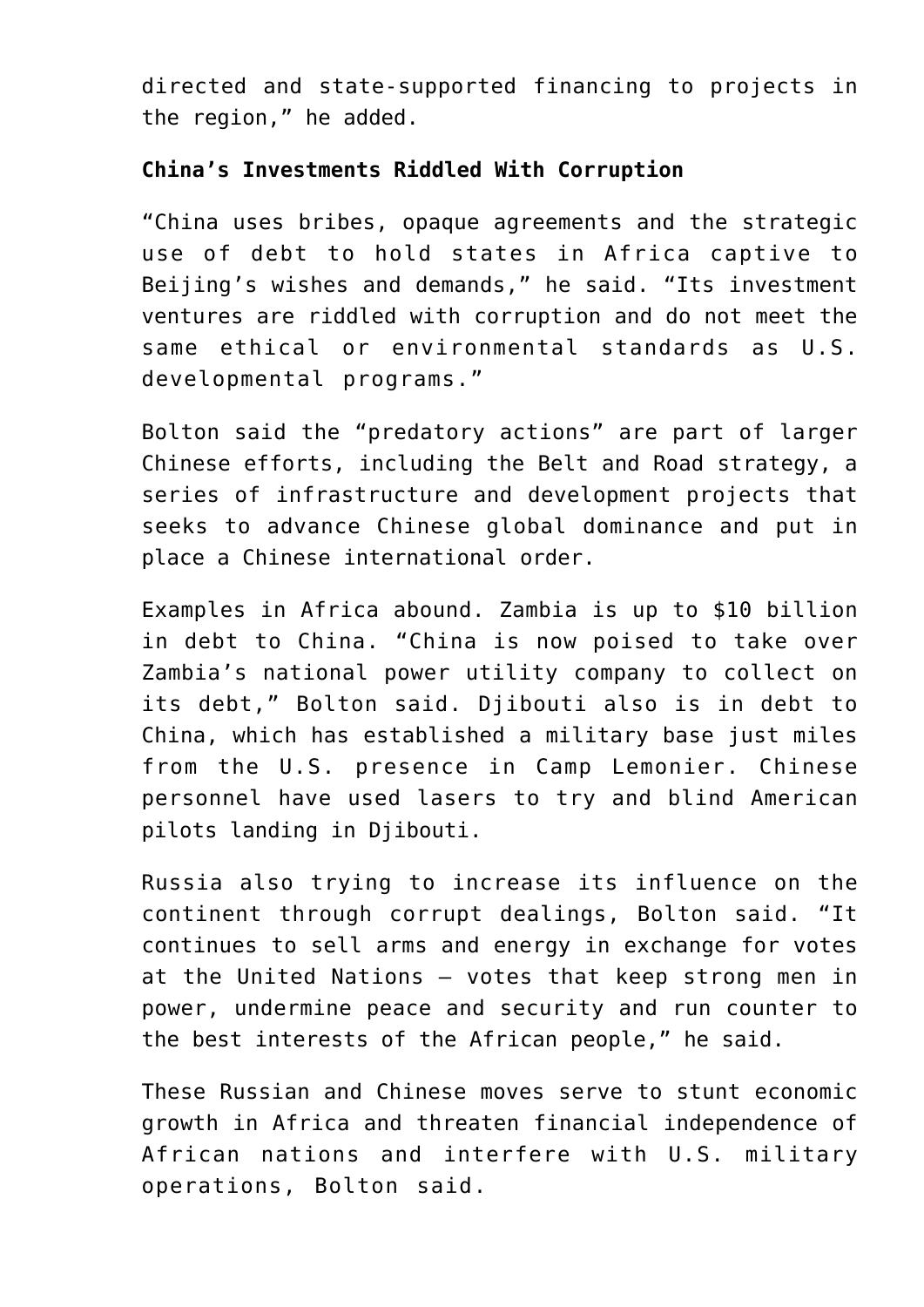directed and state-supported financing to projects in the region," he added.

**China's Investments Riddled With Corruption**

"China uses bribes, opaque agreements and the strategic use of debt to hold states in Africa captive to Beijing's wishes and demands," he said. "Its investment ventures are riddled with corruption and do not meet the same ethical or environmental standards as U.S. developmental programs."

Bolton said the "predatory actions" are part of larger Chinese efforts, including the Belt and Road strategy, a series of infrastructure and development projects that seeks to advance Chinese global dominance and put in place a Chinese international order.

Examples in Africa abound. Zambia is up to $10 billion in debt to China. "China is now poised to take over Zambia's national power utility company to collect on its debt," Bolton said. Djibouti also is in debt to China, which has established a military base just miles from the U.S. presence in Camp Lemonier. Chinese personnel have used lasers to try and blind American pilots landing in Djibouti.

Russia also trying to increase its influence on the continent through corrupt dealings, Bolton said. "It continues to sell arms and energy in exchange for votes at the United Nations — votes that keep strong men in power, undermine peace and security and run counter to the best interests of the African people," he said.

These Russian and Chinese moves serve to stunt economic growth in Africa and threaten financial independence of African nations and interfere with U.S. military operations, Bolton said.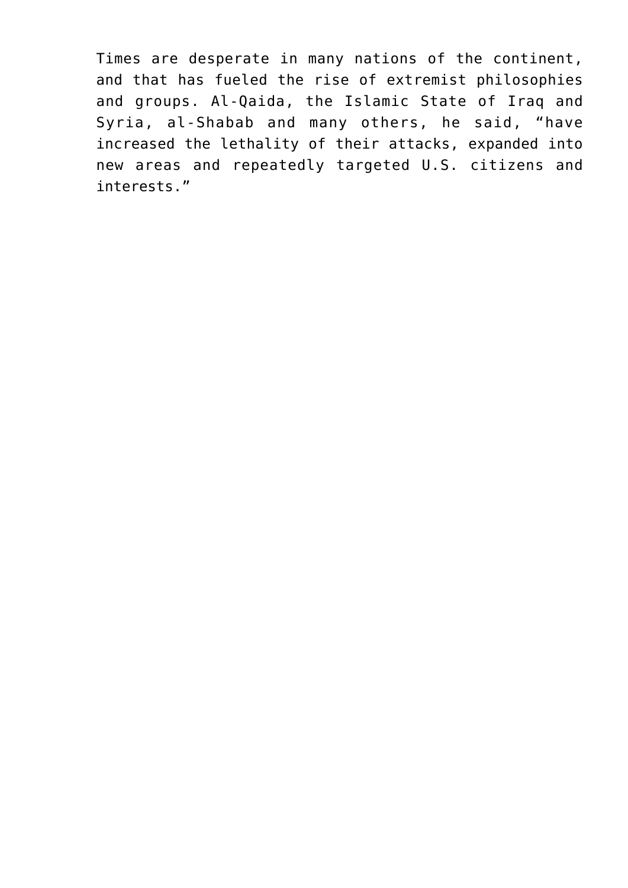Times are desperate in many nations of the continent, and that has fueled the rise of extremist philosophies and groups. Al-Qaida, the Islamic State of Iraq and Syria, al-Shabab and many others, he said, "have increased the lethality of their attacks, expanded into new areas and repeatedly targeted U.S. citizens and interests."